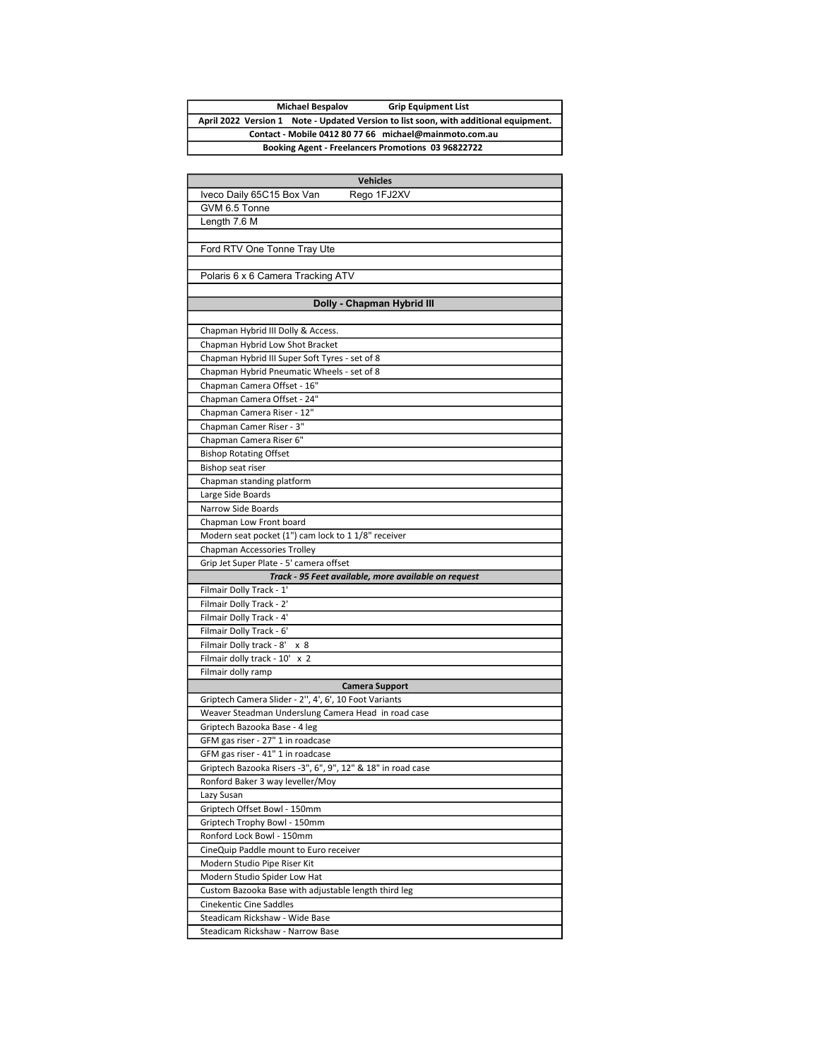| Michael Bespalov Grip Equipment List |
|---|
| April 2022 Version 1 Note - Updated Version to list soon, with additional equipment. |
| Contact - Mobile 0412 80 77 66 michael@mainmoto.com.au |
| Booking Agent - Freelancers Promotions 03 96822722 |

| Vehicles |
|---|
| Iveco Daily 65C15 Box Van Rego 1FJ2XV |
| GVM 6.5 Tonne |
| Length 7.6 M |
| |
| Ford RTV One Tonne Tray Ute |
| |
| Polaris 6 x 6 Camera Tracking ATV |
| |
| **Dolly - Chapman Hybrid III** |
| |
| Chapman Hybrid III Dolly & Access. |
| Chapman Hybrid Low Shot Bracket |
| Chapman Hybrid III Super Soft Tyres - set of 8 |
| Chapman Hybrid Pneumatic Wheels - set of 8 |
| Chapman Camera Offset - 16" |
| Chapman Camera Offset - 24" |
| Chapman Camera Riser - 12" |
| Chapman Camer Riser - 3" |
| Chapman Camera Riser 6" |
| Bishop Rotating Offset |
| Bishop seat riser |
| Chapman standing platform |
| Large Side Boards |
| Narrow Side Boards |
| Chapman Low Front board |
| Modern seat pocket (1") cam lock to 1 1/8" receiver |
| Chapman Accessories Trolley |
| Grip Jet Super Plate - 5' camera offset |
| ***Track - 95 Feet available, more available on request*** |
| Filmair Dolly Track - 1' |
| Filmair Dolly Track - 2' |
| Filmair Dolly Track - 4' |
| Filmair Dolly Track - 6' |
| Filmair Dolly track - 8' x 8 |
| Filmair dolly track - 10' x 2 |
| Filmair dolly ramp |
| **Camera Support** |
| Griptech Camera Slider - 2'', 4', 6', 10 Foot Variants |
| Weaver Steadman Underslung Camera Head in road case |
| Griptech Bazooka Base - 4 leg |
| GFM gas riser - 27" 1 in roadcase |
| GFM gas riser - 41" 1 in roadcase |
| Griptech Bazooka Risers -3", 6", 9", 12" & 18" in road case |
| Ronford Baker 3 way leveller/Moy |
| Lazy Susan |
| Griptech Offset Bowl - 150mm |
| Griptech Trophy Bowl - 150mm |
| Ronford Lock Bowl - 150mm |
| CineQuip Paddle mount to Euro receiver |
| Modern Studio Pipe Riser Kit |
| Modern Studio Spider Low Hat |
| Custom Bazooka Base with adjustable length third leg |
| Cinekentic Cine Saddles |
| Steadicam Rickshaw - Wide Base |
| Steadicam Rickshaw - Narrow Base |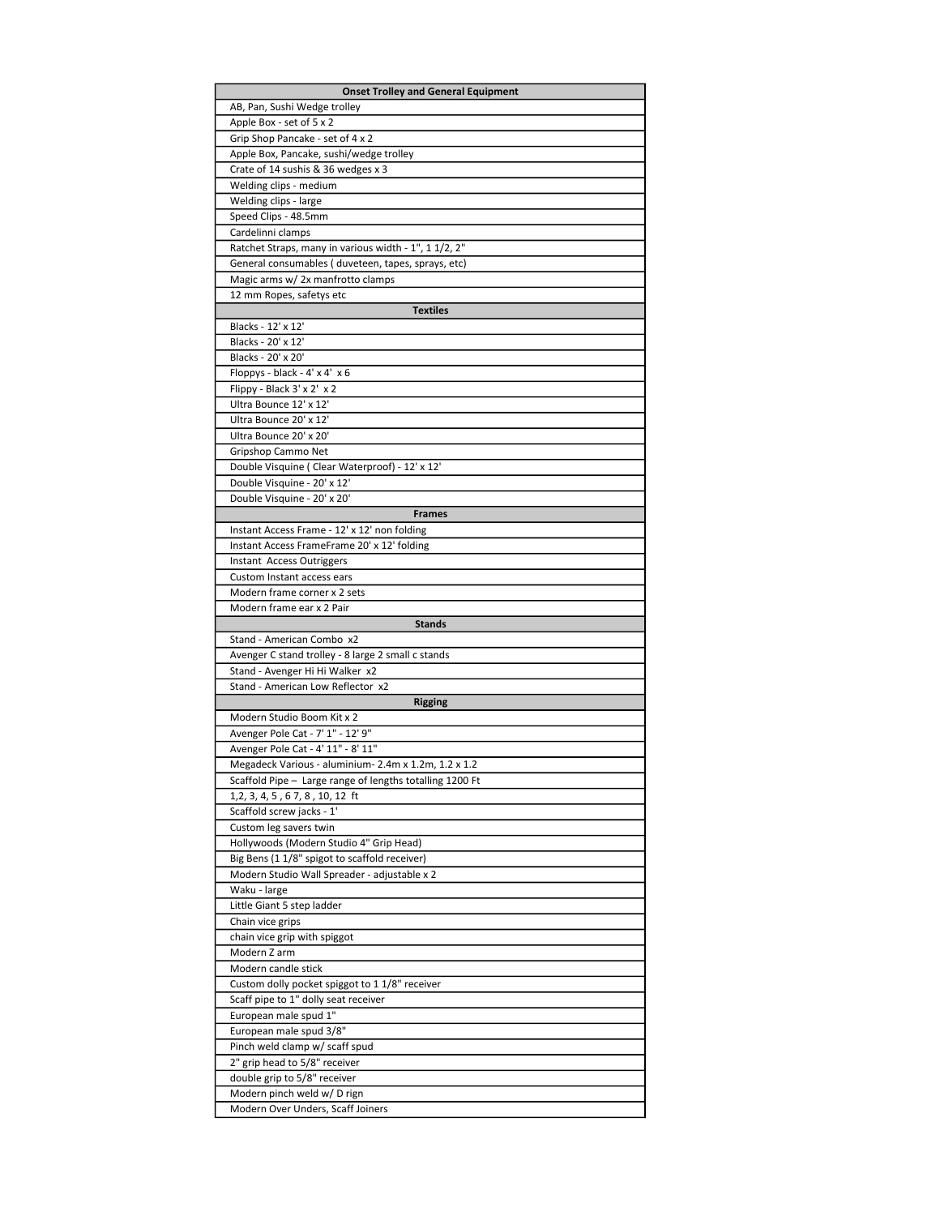| Onset Trolley and General Equipment |
|---|
| AB, Pan, Sushi Wedge trolley |
| Apple Box - set of 5 x 2 |
| Grip Shop Pancake - set of 4 x 2 |
| Apple Box, Pancake, sushi/wedge trolley |
| Crate of 14 sushis & 36 wedges x 3 |
| Welding clips - medium |
| Welding clips - large |
| Speed Clips - 48.5mm |
| Cardelinni clamps |
| Ratchet Straps, many in various width - 1", 1 1/2, 2" |
| General consumables ( duveteen, tapes, sprays, etc) |
| Magic arms w/ 2x manfrotto clamps |
| 12 mm Ropes, safetys etc |
| **Textiles** |
| Blacks - 12' x 12' |
| Blacks - 20' x 12' |
| Blacks - 20' x 20' |
| Floppys - black - 4' x 4' x 6 |
| Flippy - Black 3' x 2' x 2 |
| Ultra Bounce 12' x 12' |
| Ultra Bounce 20' x 12' |
| Ultra Bounce 20' x 20' |
| Gripshop Cammo Net |
| Double Visquine ( Clear Waterproof) - 12' x 12' |
| Double Visquine - 20' x 12' |
| Double Visquine - 20' x 20' |
| **Frames** |
| Instant Access Frame - 12' x 12' non folding |
| Instant Access FrameFrame 20' x 12' folding |
| Instant Access Outriggers |
| Custom Instant access ears |
| Modern frame corner x 2 sets |
| Modern frame ear x 2 Pair |
| **Stands** |
| Stand - American Combo x2 |
| Avenger C stand trolley - 8 large 2 small c stands |
| Stand - Avenger Hi Hi Walker x2 |
| Stand - American Low Reflector x2 |
| **Rigging** |
| Modern Studio Boom Kit x 2 |
| Avenger Pole Cat - 7' 1" - 12' 9" |
| Avenger Pole Cat - 4' 11" - 8' 11" |
| Megadeck Various - aluminium- 2.4m x 1.2m, 1.2 x 1.2 |
| Scaffold Pipe – Large range of lengths totalling 1200 Ft |
| 1,2, 3, 4, 5 , 6 7, 8 , 10, 12 ft |
| Scaffold screw jacks - 1' |
| Custom leg savers twin |
| Hollywoods (Modern Studio 4" Grip Head) |
| Big Bens (1 1/8" spigot to scaffold receiver) |
| Modern Studio Wall Spreader - adjustable x 2 |
| Waku - large |
| Little Giant 5 step ladder |
| Chain vice grips |
| chain vice grip with spiggot |
| Modern Z arm |
| Modern candle stick |
| Custom dolly pocket spiggot to 1 1/8" receiver |
| Scaff pipe to 1" dolly seat receiver |
| European male spud 1" |
| European male spud 3/8" |
| Pinch weld clamp w/ scaff spud |
| 2" grip head to 5/8" receiver |
| double grip to 5/8" receiver |
| Modern pinch weld w/ D rign |
| Modern Over Unders, Scaff Joiners |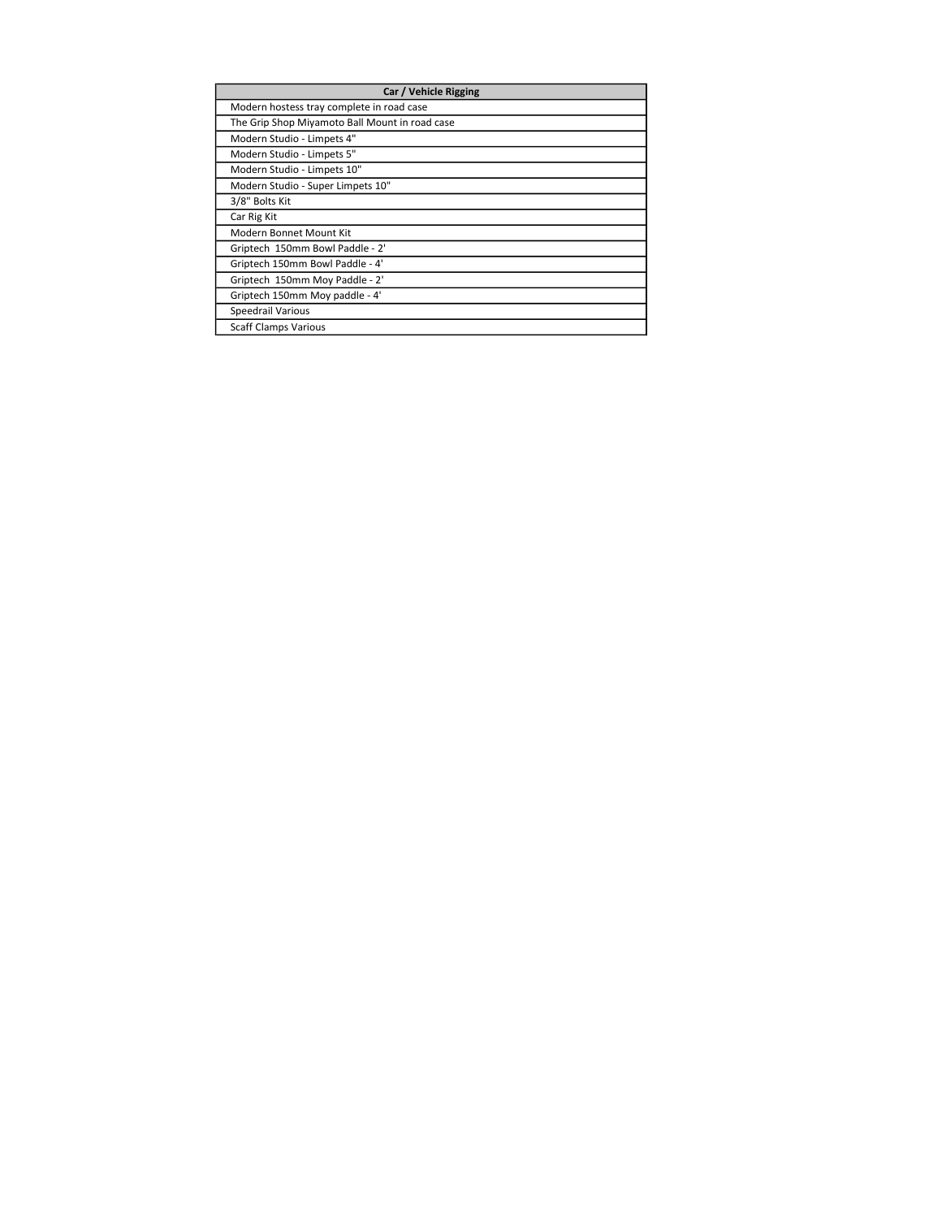| Car / Vehicle Rigging |
|---|
| Modern hostess tray complete in road case |
| The Grip Shop Miyamoto Ball Mount in road case |
| Modern Studio - Limpets 4" |
| Modern Studio - Limpets 5" |
| Modern Studio - Limpets 10" |
| Modern Studio - Super Limpets 10" |
| 3/8" Bolts Kit |
| Car Rig Kit |
| Modern Bonnet Mount Kit |
| Griptech 150mm Bowl Paddle - 2' |
| Griptech 150mm Bowl Paddle - 4' |
| Griptech 150mm Moy Paddle - 2' |
| Griptech 150mm Moy paddle - 4' |
| Speedrail Various |
| Scaff Clamps Various |